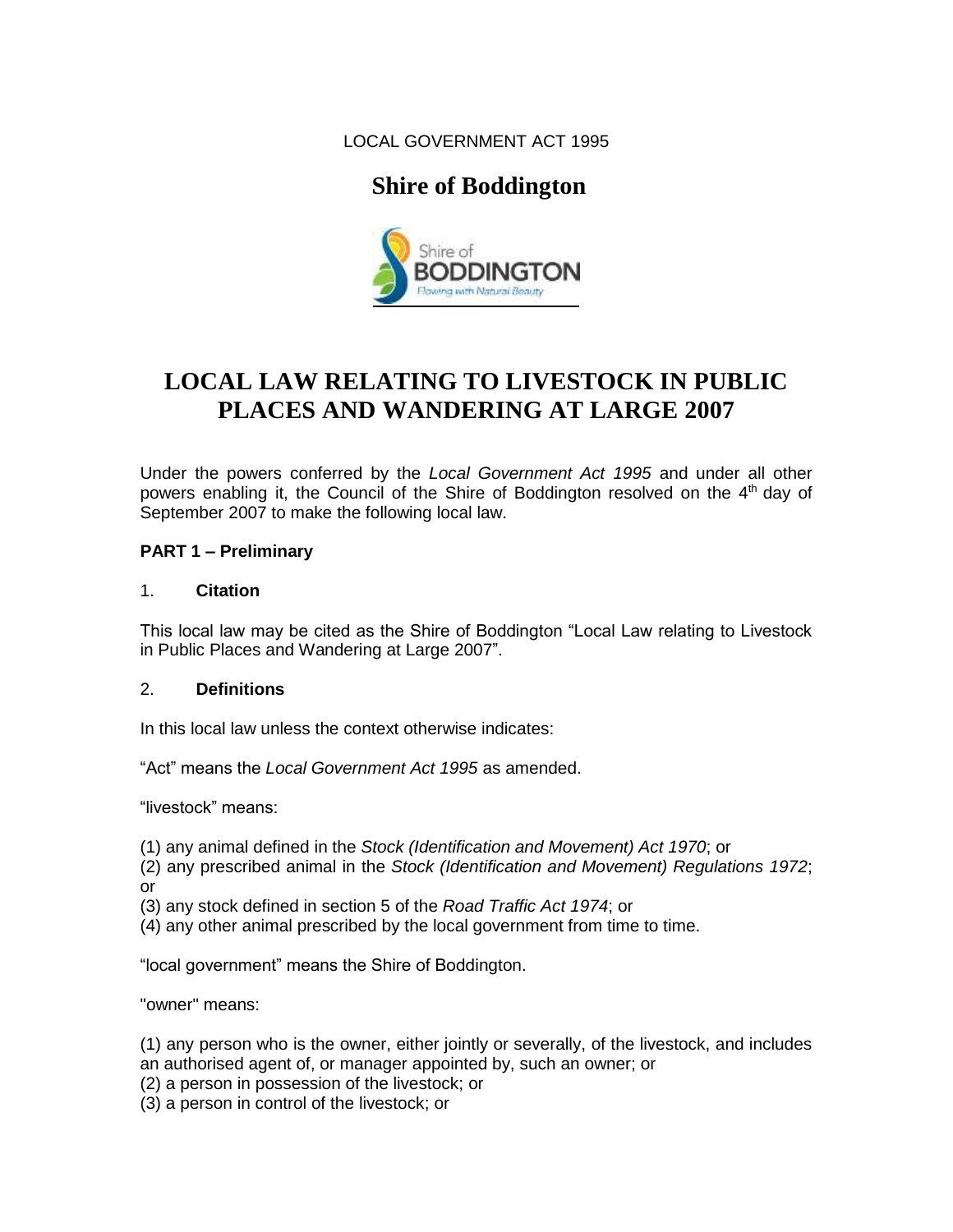LOCAL GOVERNMENT ACT 1995

# Shire of Boddington

# LOCAL LAW RELATING TO LIVESTOCK IN PUBLIC PLACES AND WANDERING AT LARGE 2007

Under the powers conferred by the *Local Government Act 1995* and under all other powers enabling it, the Council of the Shire of Boddington resolved on the 4th day of September 2007 to make the following local law.

## PART 1 – Preliminary

### 1. Citation

This local law may be cited as the Shire of Boddington "Local Law relating to Livestock in Public Places and Wandering at Large 2007".

### 2. Definitions

In this local law unless the context otherwise indicates:

"Act" means the *Local Government Act 1995* as amended.

"livestock" means:

(1) any animal defined in the *Stock (Identification and Movement) Act 1970*; or
(2) any prescribed animal in the *Stock (Identification and Movement) Regulations 1972*; or
(3) any stock defined in section 5 of the *Road Traffic Act 1974*; or
(4) any other animal prescribed by the local government from time to time.

"local government" means the Shire of Boddington.

"owner" means:

(1) any person who is the owner, either jointly or severally, of the livestock, and includes an authorised agent of, or manager appointed by, such an owner; or
(2) a person in possession of the livestock; or
(3) a person in control of the livestock; or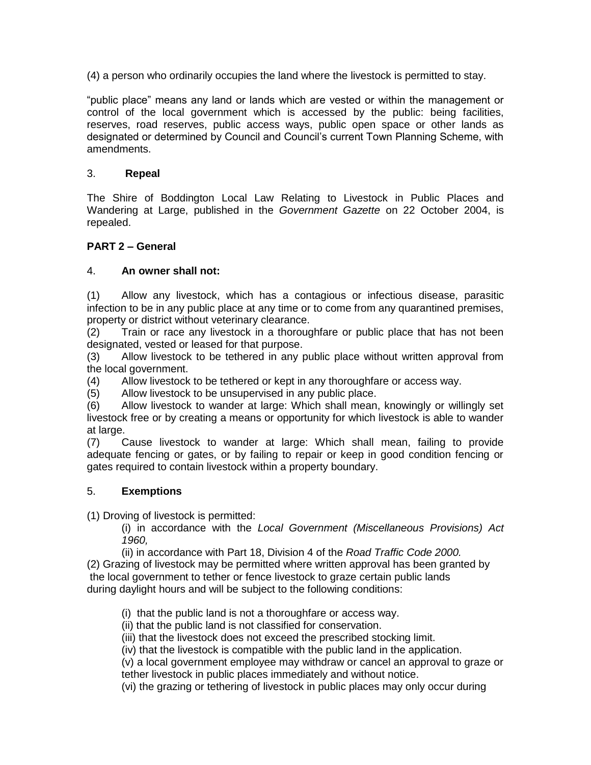(4) a person who ordinarily occupies the land where the livestock is permitted to stay.

"public place" means any land or lands which are vested or within the management or control of the local government which is accessed by the public: being facilities, reserves, road reserves, public access ways, public open space or other lands as designated or determined by Council and Council's current Town Planning Scheme, with amendments.

3. **Repeal**

The Shire of Boddington Local Law Relating to Livestock in Public Places and Wandering at Large, published in the *Government Gazette* on 22 October 2004, is repealed.

**PART 2 – General**

4. **An owner shall not:**

(1) Allow any livestock, which has a contagious or infectious disease, parasitic infection to be in any public place at any time or to come from any quarantined premises, property or district without veterinary clearance.
(2) Train or race any livestock in a thoroughfare or public place that has not been designated, vested or leased for that purpose.
(3) Allow livestock to be tethered in any public place without written approval from the local government.
(4) Allow livestock to be tethered or kept in any thoroughfare or access way.
(5) Allow livestock to be unsupervised in any public place.
(6) Allow livestock to wander at large: Which shall mean, knowingly or willingly set livestock free or by creating a means or opportunity for which livestock is able to wander at large.
(7) Cause livestock to wander at large: Which shall mean, failing to provide adequate fencing or gates, or by failing to repair or keep in good condition fencing or gates required to contain livestock within a property boundary.

5. **Exemptions**

(1) Droving of livestock is permitted:

(i) in accordance with the *Local Government (Miscellaneous Provisions) Act 1960,*

(ii) in accordance with Part 18, Division 4 of the *Road Traffic Code 2000.*

(2) Grazing of livestock may be permitted where written approval has been granted by the local government to tether or fence livestock to graze certain public lands during daylight hours and will be subject to the following conditions:

(i) that the public land is not a thoroughfare or access way.

(ii) that the public land is not classified for conservation.

(iii) that the livestock does not exceed the prescribed stocking limit.

(iv) that the livestock is compatible with the public land in the application.

(v) a local government employee may withdraw or cancel an approval to graze or tether livestock in public places immediately and without notice.

(vi) the grazing or tethering of livestock in public places may only occur during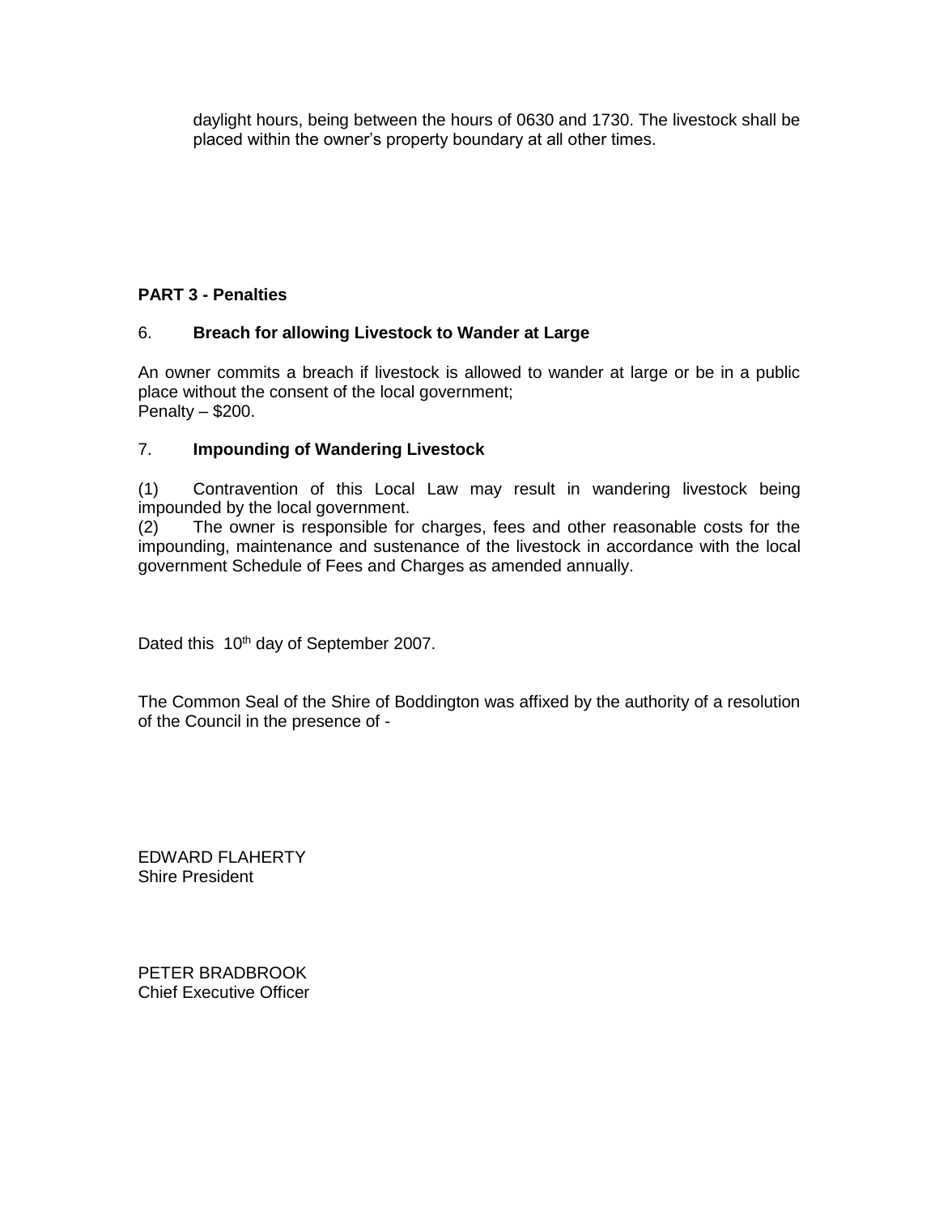daylight hours, being between the hours of 0630 and 1730. The livestock shall be placed within the owner's property boundary at all other times.

**PART 3 - Penalties**

6. **Breach for allowing Livestock to Wander at Large**

An owner commits a breach if livestock is allowed to wander at large or be in a public place without the consent of the local government;
Penalty – $200.

7. **Impounding of Wandering Livestock**

(1) Contravention of this Local Law may result in wandering livestock being impounded by the local government.
(2) The owner is responsible for charges, fees and other reasonable costs for the impounding, maintenance and sustenance of the livestock in accordance with the local government Schedule of Fees and Charges as amended annually.

Dated this 10th day of September 2007.

The Common Seal of the Shire of Boddington was affixed by the authority of a resolution of the Council in the presence of -

EDWARD FLAHERTY
Shire President

PETER BRADBROOK
Chief Executive Officer